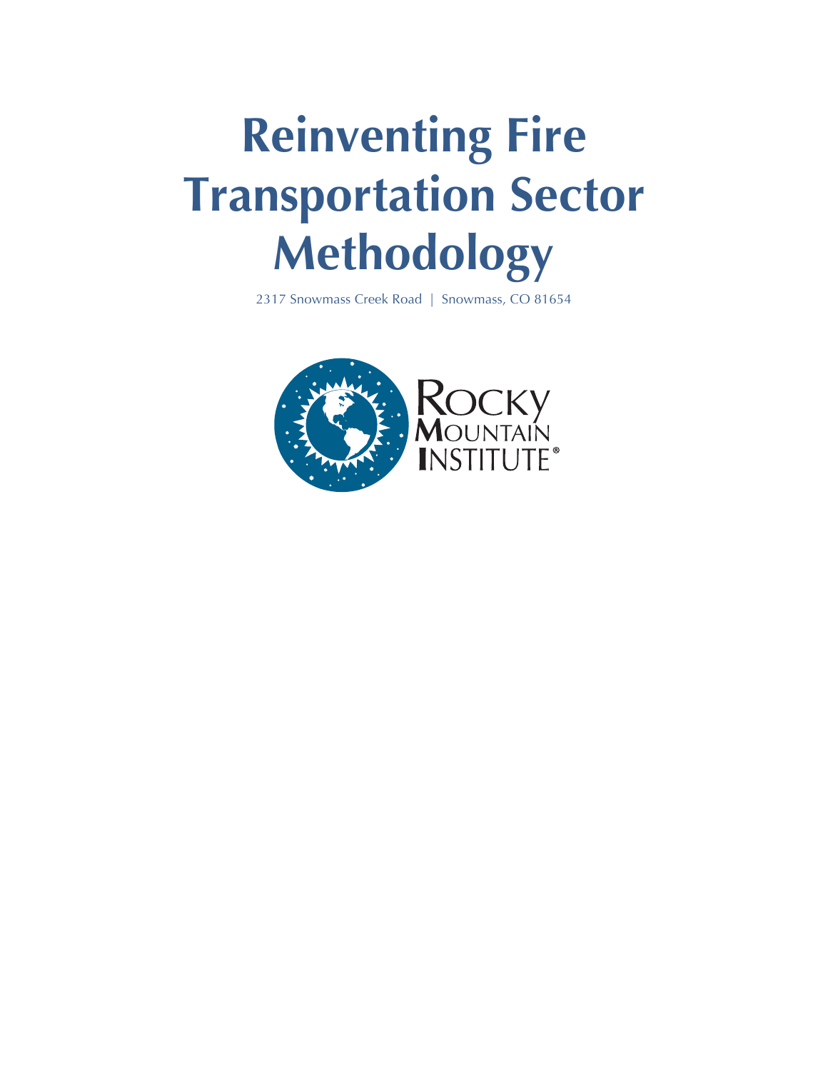# Reinventing Fire Transportation Sector Methodology

2317 Snowmass Creek Road | Snowmass, CO 81654

Rocky Mountain Institute®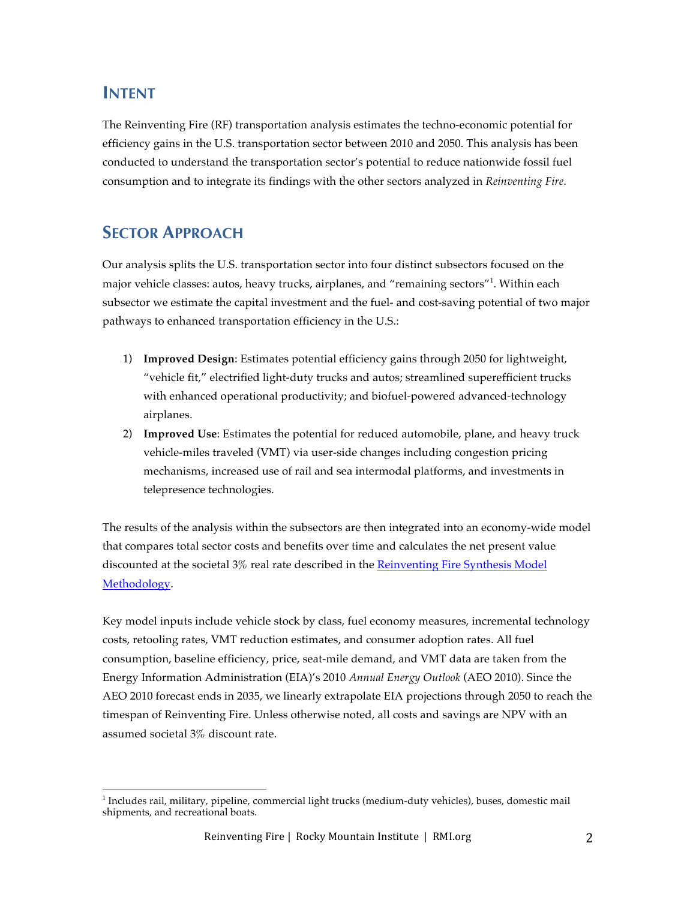## INTENT

The Reinventing Fire (RF) transportation analysis estimates the techno-economic potential for efficiency gains in the U.S. transportation sector between 2010 and 2050. This analysis has been conducted to understand the transportation sector's potential to reduce nationwide fossil fuel consumption and to integrate its findings with the other sectors analyzed in *Reinventing Fire*.

## SECTOR APPROACH

Our analysis splits the U.S. transportation sector into four distinct subsectors focused on the major vehicle classes: autos, heavy trucks, airplanes, and "remaining sectors"[1]. Within each subsector we estimate the capital investment and the fuel- and cost-saving potential of two major pathways to enhanced transportation efficiency in the U.S.:

1) **Improved Design**: Estimates potential efficiency gains through 2050 for lightweight, "vehicle fit," electrified light-duty trucks and autos; streamlined superefficient trucks with enhanced operational productivity; and biofuel-powered advanced-technology airplanes.
2) **Improved Use**: Estimates the potential for reduced automobile, plane, and heavy truck vehicle-miles traveled (VMT) via user-side changes including congestion pricing mechanisms, increased use of rail and sea intermodal platforms, and investments in telepresence technologies.

The results of the analysis within the subsectors are then integrated into an economy-wide model that compares total sector costs and benefits over time and calculates the net present value discounted at the societal 3% real rate described in the [Reinventing Fire Synthesis Model Methodology](Reinventing Fire Synthesis Model Methodology).

Key model inputs include vehicle stock by class, fuel economy measures, incremental technology costs, retooling rates, VMT reduction estimates, and consumer adoption rates. All fuel consumption, baseline efficiency, price, seat-mile demand, and VMT data are taken from the Energy Information Administration (EIA)'s 2010 *Annual Energy Outlook* (AEO 2010). Since the AEO 2010 forecast ends in 2035, we linearly extrapolate EIA projections through 2050 to reach the timespan of Reinventing Fire. Unless otherwise noted, all costs and savings are NPV with an assumed societal 3% discount rate.

[1] Includes rail, military, pipeline, commercial light trucks (medium-duty vehicles), buses, domestic mail shipments, and recreational boats.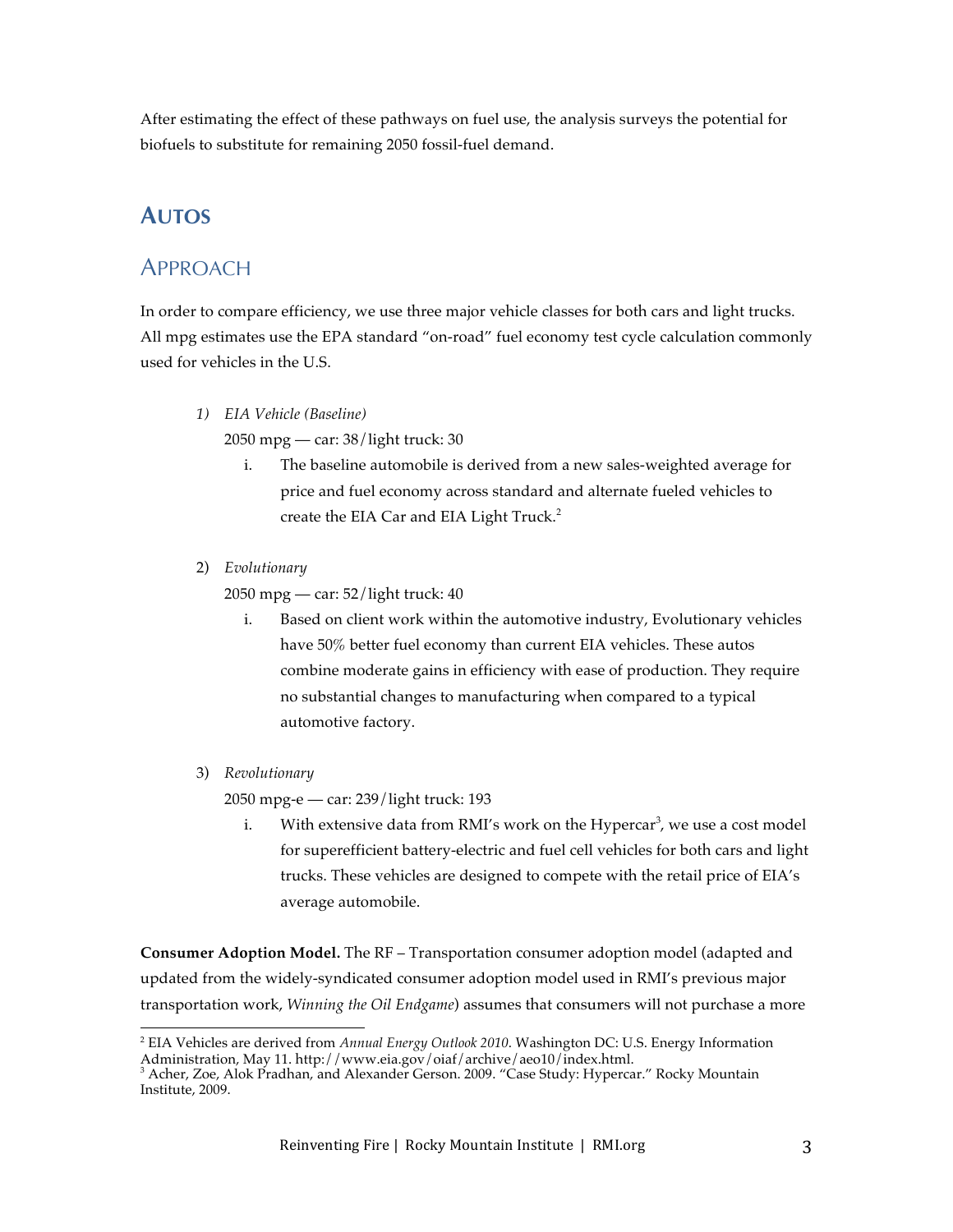After estimating the effect of these pathways on fuel use, the analysis surveys the potential for biofuels to substitute for remaining 2050 fossil-fuel demand.

## AUTOS

### APPROACH

In order to compare efficiency, we use three major vehicle classes for both cars and light trucks. All mpg estimates use the EPA standard "on-road" fuel economy test cycle calculation commonly used for vehicles in the U.S.

1) *EIA Vehicle (Baseline)*
   2050 mpg — car: 38/light truck: 30
   i. The baseline automobile is derived from a new sales-weighted average for price and fuel economy across standard and alternate fueled vehicles to create the EIA Car and EIA Light Truck.[2]

2) *Evolutionary*
   2050 mpg — car: 52/light truck: 40
   i. Based on client work within the automotive industry, Evolutionary vehicles have 50% better fuel economy than current EIA vehicles. These autos combine moderate gains in efficiency with ease of production. They require no substantial changes to manufacturing when compared to a typical automotive factory.

3) *Revolutionary*
   2050 mpg-e — car: 239/light truck: 193
   i. With extensive data from RMI's work on the Hypercar[3], we use a cost model for superefficient battery-electric and fuel cell vehicles for both cars and light trucks. These vehicles are designed to compete with the retail price of EIA's average automobile.

**Consumer Adoption Model.** The RF – Transportation consumer adoption model (adapted and updated from the widely-syndicated consumer adoption model used in RMI's previous major transportation work, *Winning the Oil Endgame*) assumes that consumers will not purchase a more

[2] EIA Vehicles are derived from *Annual Energy Outlook 2010*. Washington DC: U.S. Energy Information Administration, May 11. http://www.eia.gov/oiaf/archive/aeo10/index.html.
[3] Acher, Zoe, Alok Pradhan, and Alexander Gerson. 2009. "Case Study: Hypercar." Rocky Mountain Institute, 2009.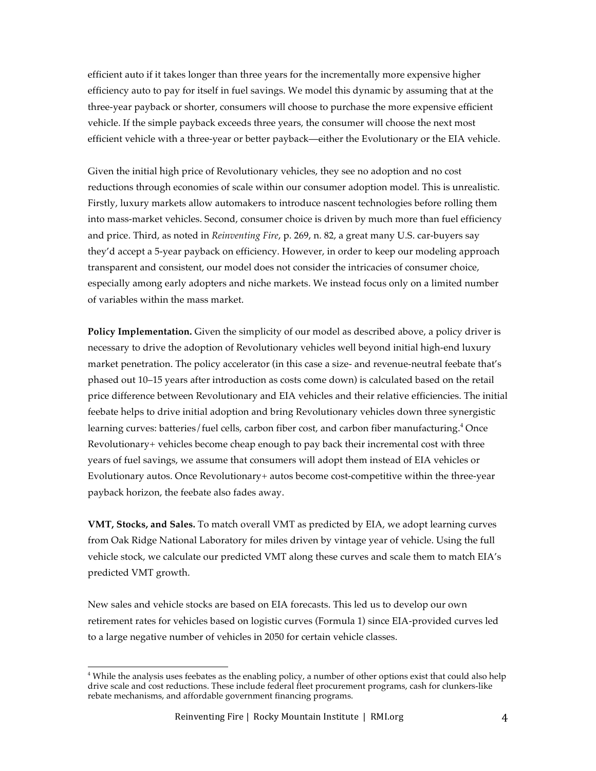efficient auto if it takes longer than three years for the incrementally more expensive higher efficiency auto to pay for itself in fuel savings. We model this dynamic by assuming that at the three-year payback or shorter, consumers will choose to purchase the more expensive efficient vehicle. If the simple payback exceeds three years, the consumer will choose the next most efficient vehicle with a three-year or better payback—either the Evolutionary or the EIA vehicle.

Given the initial high price of Revolutionary vehicles, they see no adoption and no cost reductions through economies of scale within our consumer adoption model. This is unrealistic. Firstly, luxury markets allow automakers to introduce nascent technologies before rolling them into mass-market vehicles. Second, consumer choice is driven by much more than fuel efficiency and price. Third, as noted in *Reinventing Fire*, p. 269, n. 82, a great many U.S. car-buyers say they'd accept a 5-year payback on efficiency. However, in order to keep our modeling approach transparent and consistent, our model does not consider the intricacies of consumer choice, especially among early adopters and niche markets. We instead focus only on a limited number of variables within the mass market.

**Policy Implementation.** Given the simplicity of our model as described above, a policy driver is necessary to drive the adoption of Revolutionary vehicles well beyond initial high-end luxury market penetration. The policy accelerator (in this case a size- and revenue-neutral feebate that's phased out 10–15 years after introduction as costs come down) is calculated based on the retail price difference between Revolutionary and EIA vehicles and their relative efficiencies. The initial feebate helps to drive initial adoption and bring Revolutionary vehicles down three synergistic learning curves: batteries/fuel cells, carbon fiber cost, and carbon fiber manufacturing.[4] Once Revolutionary+ vehicles become cheap enough to pay back their incremental cost with three years of fuel savings, we assume that consumers will adopt them instead of EIA vehicles or Evolutionary autos. Once Revolutionary+ autos become cost-competitive within the three-year payback horizon, the feebate also fades away.

**VMT, Stocks, and Sales.** To match overall VMT as predicted by EIA, we adopt learning curves from Oak Ridge National Laboratory for miles driven by vintage year of vehicle. Using the full vehicle stock, we calculate our predicted VMT along these curves and scale them to match EIA's predicted VMT growth.

New sales and vehicle stocks are based on EIA forecasts. This led us to develop our own retirement rates for vehicles based on logistic curves (Formula 1) since EIA-provided curves led to a large negative number of vehicles in 2050 for certain vehicle classes.

---

[4] While the analysis uses feebates as the enabling policy, a number of other options exist that could also help drive scale and cost reductions. These include federal fleet procurement programs, cash for clunkers-like rebate mechanisms, and affordable government financing programs.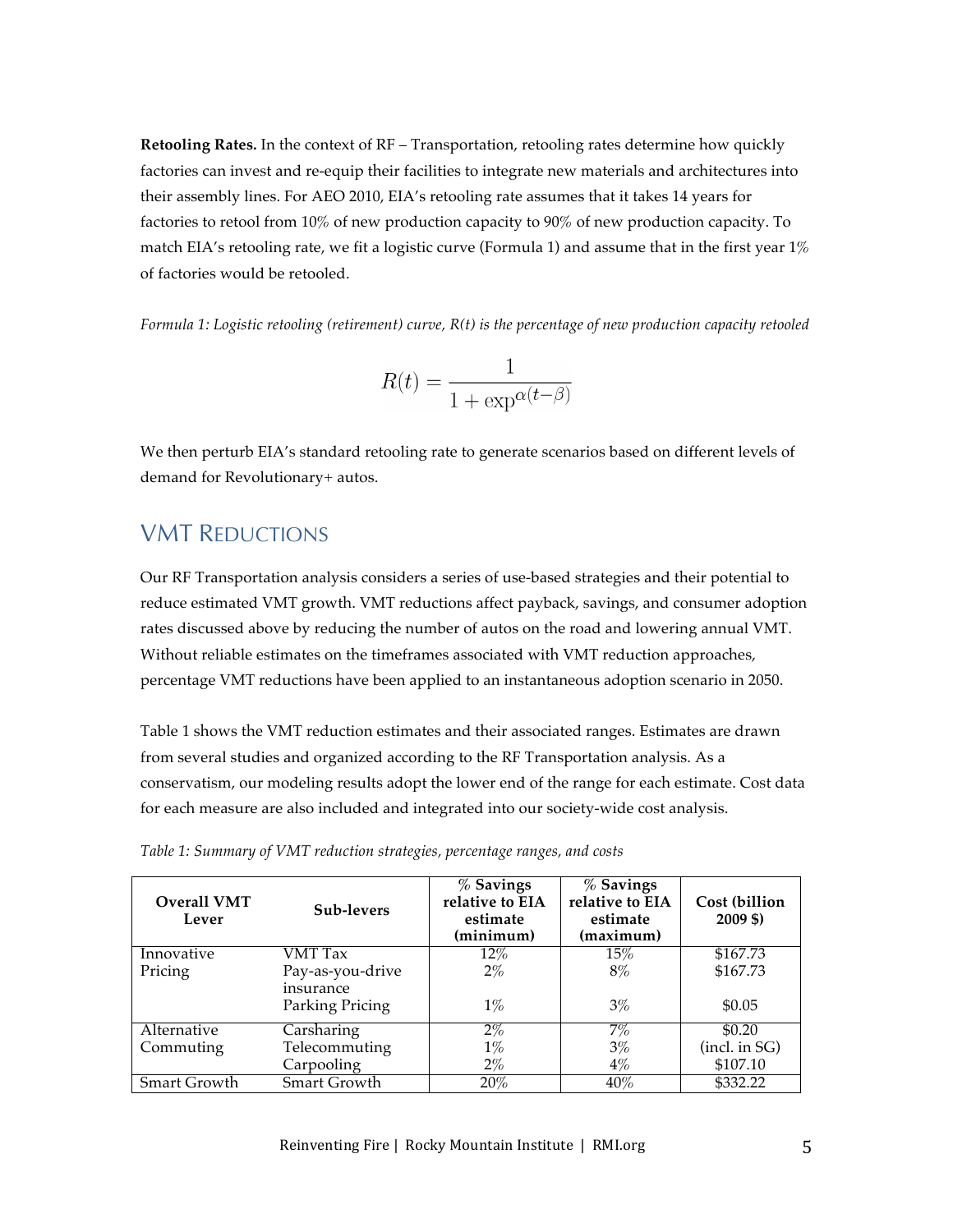**Retooling Rates.** In the context of RF – Transportation, retooling rates determine how quickly factories can invest and re-equip their facilities to integrate new materials and architectures into their assembly lines. For AEO 2010, EIA's retooling rate assumes that it takes 14 years for factories to retool from 10% of new production capacity to 90% of new production capacity. To match EIA's retooling rate, we fit a logistic curve (Formula 1) and assume that in the first year 1% of factories would be retooled.

*Formula 1: Logistic retooling (retirement) curve, R(t) is the percentage of new production capacity retooled*

$$R(t) = \frac{1}{1 + \exp^{\alpha(t-\beta)}}$$

We then perturb EIA's standard retooling rate to generate scenarios based on different levels of demand for Revolutionary+ autos.

## VMT Reductions

Our RF Transportation analysis considers a series of use-based strategies and their potential to reduce estimated VMT growth. VMT reductions affect payback, savings, and consumer adoption rates discussed above by reducing the number of autos on the road and lowering annual VMT. Without reliable estimates on the timeframes associated with VMT reduction approaches, percentage VMT reductions have been applied to an instantaneous adoption scenario in 2050.

Table 1 shows the VMT reduction estimates and their associated ranges. Estimates are drawn from several studies and organized according to the RF Transportation analysis. As a conservatism, our modeling results adopt the lower end of the range for each estimate. Cost data for each measure are also included and integrated into our society-wide cost analysis.

*Table 1: Summary of VMT reduction strategies, percentage ranges, and costs*

| Overall VMT Lever | Sub-levers | % Savings relative to EIA estimate (minimum) | % Savings relative to EIA estimate (maximum) | Cost (billion 2009 $) |
|---|---|---|---|---|
| Innovative Pricing | VMT Tax | 12% | 15% | $167.73 |
| | Pay-as-you-drive insurance | 2% | 8% | $167.73 |
| | Parking Pricing | 1% | 3% | $0.05 |
| Alternative Commuting | Carsharing | 2% | 7% | $0.20 |
| | Telecommuting | 1% | 3% | (incl. in SG) |
| | Carpooling | 2% | 4% | $107.10 |
| Smart Growth | Smart Growth | 20% | 40% | $332.22 |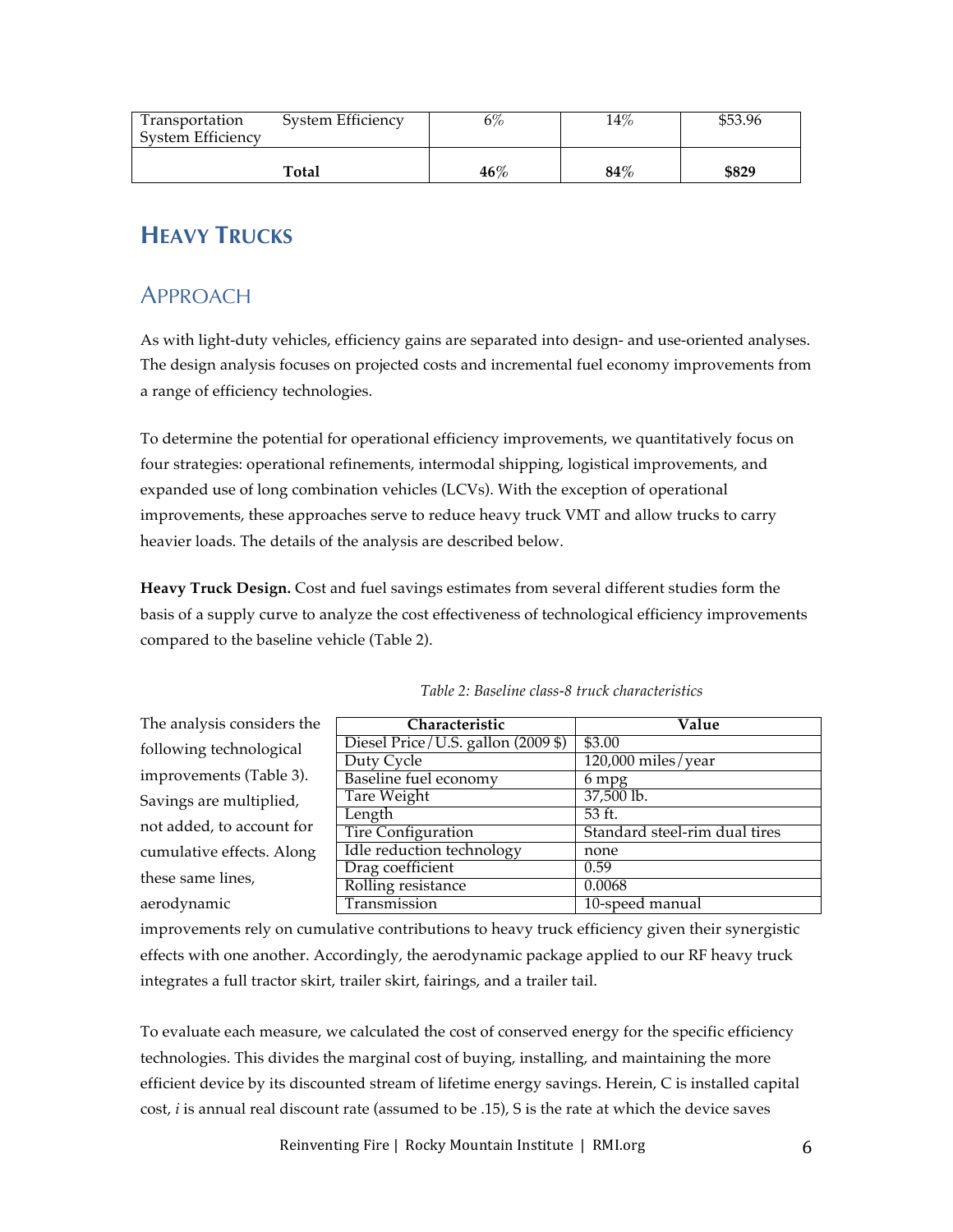| Transportation System Efficiency | System Efficiency | 6% | 14% | $53.96 |
|---|---|---|---|---|
| | **Total** | **46%** | **84%** | **$829** |

## HEAVY TRUCKS

### APPROACH

As with light-duty vehicles, efficiency gains are separated into design- and use-oriented analyses. The design analysis focuses on projected costs and incremental fuel economy improvements from a range of efficiency technologies.

To determine the potential for operational efficiency improvements, we quantitatively focus on four strategies: operational refinements, intermodal shipping, logistical improvements, and expanded use of long combination vehicles (LCVs). With the exception of operational improvements, these approaches serve to reduce heavy truck VMT and allow trucks to carry heavier loads. The details of the analysis are described below.

**Heavy Truck Design.** Cost and fuel savings estimates from several different studies form the basis of a supply curve to analyze the cost effectiveness of technological efficiency improvements compared to the baseline vehicle (Table 2).

*Table 2: Baseline class-8 truck characteristics*

| Characteristic | Value |
|---|---|
| Diesel Price/U.S. gallon (2009 $) | $3.00 |
| Duty Cycle | 120,000 miles/year |
| Baseline fuel economy | 6 mpg |
| Tare Weight | 37,500 lb. |
| Length | 53 ft. |
| Tire Configuration | Standard steel-rim dual tires |
| Idle reduction technology | none |
| Drag coefficient | 0.59 |
| Rolling resistance | 0.0068 |
| Transmission | 10-speed manual |

The analysis considers the following technological improvements (Table 3). Savings are multiplied, not added, to account for cumulative effects. Along these same lines, aerodynamic improvements rely on cumulative contributions to heavy truck efficiency given their synergistic effects with one another. Accordingly, the aerodynamic package applied to our RF heavy truck integrates a full tractor skirt, trailer skirt, fairings, and a trailer tail.

To evaluate each measure, we calculated the cost of conserved energy for the specific efficiency technologies. This divides the marginal cost of buying, installing, and maintaining the more efficient device by its discounted stream of lifetime energy savings. Herein, C is installed capital cost, $i$ is annual real discount rate (assumed to be .15), S is the rate at which the device saves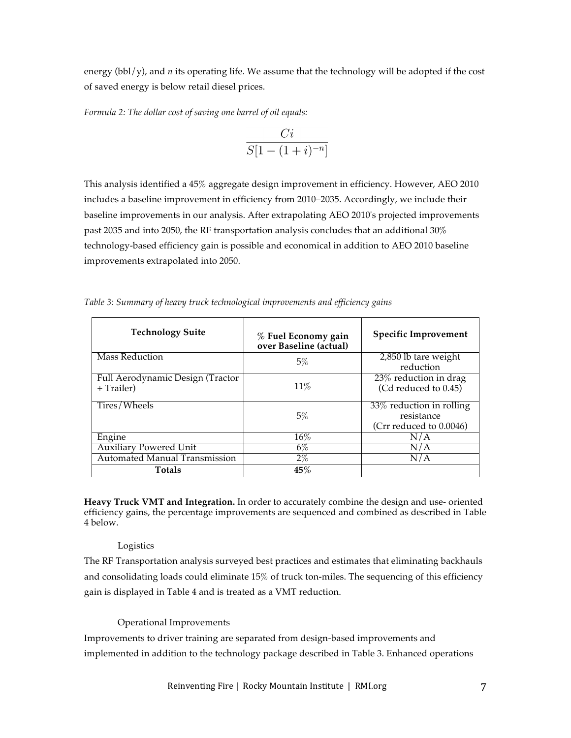energy (bbl/y), and *n* its operating life. We assume that the technology will be adopted if the cost of saved energy is below retail diesel prices.

*Formula 2: The dollar cost of saving one barrel of oil equals:*

$$\frac{Ci}{S[1-(1+i)^{-n}]}$$

This analysis identified a 45% aggregate design improvement in efficiency. However, AEO 2010 includes a baseline improvement in efficiency from 2010–2035. Accordingly, we include their baseline improvements in our analysis. After extrapolating AEO 2010's projected improvements past 2035 and into 2050, the RF transportation analysis concludes that an additional 30% technology-based efficiency gain is possible and economical in addition to AEO 2010 baseline improvements extrapolated into 2050.

*Table 3: Summary of heavy truck technological improvements and efficiency gains*

| Technology Suite | % Fuel Economy gain over Baseline (actual) | Specific Improvement |
|---|---|---|
| Mass Reduction | 5% | 2,850 lb tare weight reduction |
| Full Aerodynamic Design (Tractor + Trailer) | 11% | 23% reduction in drag (Cd reduced to 0.45) |
| Tires/Wheels | 5% | 33% reduction in rolling resistance (Crr reduced to 0.0046) |
| Engine | 16% | N/A |
| Auxiliary Powered Unit | 6% | N/A |
| Automated Manual Transmission | 2% | N/A |
| **Totals** | **45%** | |

**Heavy Truck VMT and Integration.** In order to accurately combine the design and use- oriented efficiency gains, the percentage improvements are sequenced and combined as described in Table 4 below.

Logistics

The RF Transportation analysis surveyed best practices and estimates that eliminating backhauls and consolidating loads could eliminate 15% of truck ton-miles. The sequencing of this efficiency gain is displayed in Table 4 and is treated as a VMT reduction.

Operational Improvements

Improvements to driver training are separated from design-based improvements and implemented in addition to the technology package described in Table 3. Enhanced operations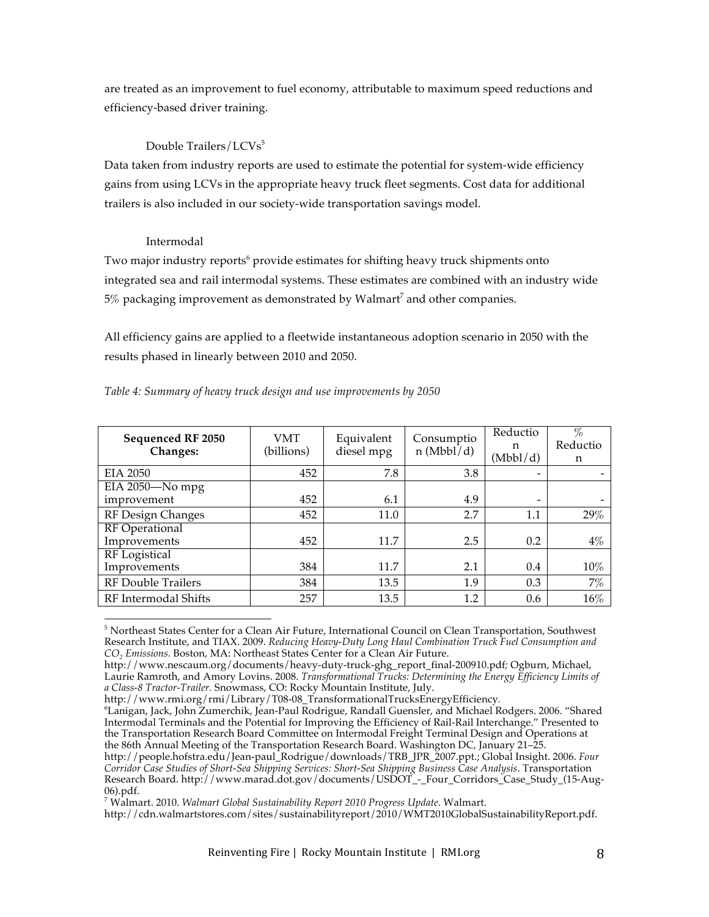are treated as an improvement to fuel economy, attributable to maximum speed reductions and efficiency-based driver training.

### Double Trailers/LCVs[5]

Data taken from industry reports are used to estimate the potential for system-wide efficiency gains from using LCVs in the appropriate heavy truck fleet segments. Cost data for additional trailers is also included in our society-wide transportation savings model.

### Intermodal

Two major industry reports[6] provide estimates for shifting heavy truck shipments onto integrated sea and rail intermodal systems. These estimates are combined with an industry wide 5% packaging improvement as demonstrated by Walmart[7] and other companies.

All efficiency gains are applied to a fleetwide instantaneous adoption scenario in 2050 with the results phased in linearly between 2010 and 2050.

*Table 4: Summary of heavy truck design and use improvements by 2050*

| **Sequenced RF 2050 Changes:** | VMT (billions) | Equivalent diesel mpg | Consumption (Mbbl/d) | Reduction (Mbbl/d) | % Reduction |
|---|---|---|---|---|---|
| EIA 2050 | 452 | 7.8 | 3.8 | - | - |
| EIA 2050—No mpg improvement | 452 | 6.1 | 4.9 | - | - |
| RF Design Changes | 452 | 11.0 | 2.7 | 1.1 | 29% |
| RF Operational Improvements | 452 | 11.7 | 2.5 | 0.2 | 4% |
| RF Logistical Improvements | 384 | 11.7 | 2.1 | 0.4 | 10% |
| RF Double Trailers | 384 | 13.5 | 1.9 | 0.3 | 7% |
| RF Intermodal Shifts | 257 | 13.5 | 1.2 | 0.6 | 16% |

---

[5] Northeast States Center for a Clean Air Future, International Council on Clean Transportation, Southwest Research Institute, and TIAX. 2009. *Reducing Heavy-Duty Long Haul Combination Truck Fuel Consumption and $CO_2$ Emissions.* Boston, MA: Northeast States Center for a Clean Air Future. http://www.nescaum.org/documents/heavy-duty-truck-ghg_report_final-200910.pdf; Ogburn, Michael, Laurie Ramroth, and Amory Lovins. 2008. *Transformational Trucks: Determining the Energy Efficiency Limits of a Class-8 Tractor-Trailer.* Snowmass, CO: Rocky Mountain Institute, July. http://www.rmi.org/rmi/Library/T08-08_TransformationalTrucksEnergyEfficiency.

[6] Lanigan, Jack, John Zumerchik, Jean-Paul Rodrigue, Randall Guensler, and Michael Rodgers. 2006. "Shared Intermodal Terminals and the Potential for Improving the Efficiency of Rail-Rail Interchange." Presented to the Transportation Research Board Committee on Intermodal Freight Terminal Design and Operations at the 86th Annual Meeting of the Transportation Research Board. Washington DC, January 21–25. http://people.hofstra.edu/Jean-paul_Rodrigue/downloads/TRB_JPR_2007.ppt.; Global Insight. 2006. *Four Corridor Case Studies of Short-Sea Shipping Services: Short-Sea Shipping Business Case Analysis*. Transportation Research Board. http://www.marad.dot.gov/documents/USDOT_-_Four_Corridors_Case_Study_(15-Aug-06).pdf.

[7] Walmart. 2010. *Walmart Global Sustainability Report 2010 Progress Update*. Walmart. http://cdn.walmartstores.com/sites/sustainabilityreport/2010/WMT2010GlobalSustainabilityReport.pdf.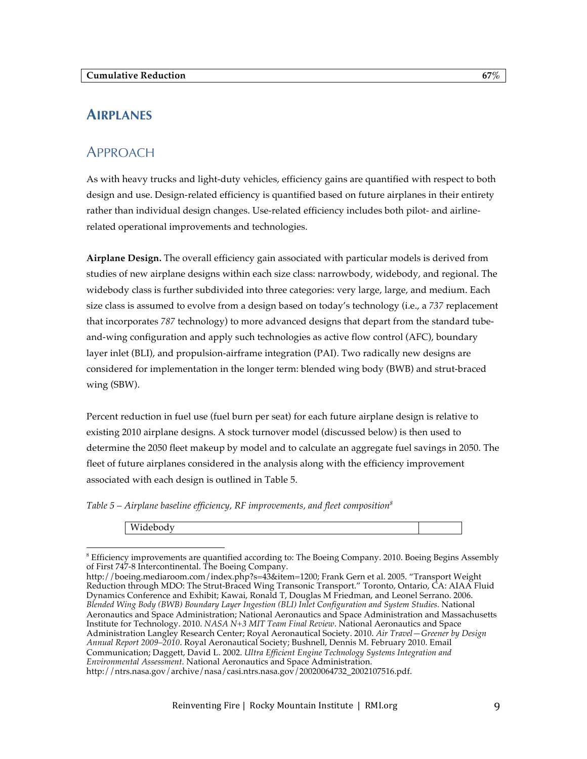| Cumulative Reduction | 67% |
|---|---|

## Airplanes

### Approach

As with heavy trucks and light-duty vehicles, efficiency gains are quantified with respect to both design and use. Design-related efficiency is quantified based on future airplanes in their entirety rather than individual design changes. Use-related efficiency includes both pilot- and airline-related operational improvements and technologies.

**Airplane Design.** The overall efficiency gain associated with particular models is derived from studies of new airplane designs within each size class: narrowbody, widebody, and regional. The widebody class is further subdivided into three categories: very large, large, and medium. Each size class is assumed to evolve from a design based on today's technology (i.e., a *737* replacement that incorporates *787* technology) to more advanced designs that depart from the standard tube-and-wing configuration and apply such technologies as active flow control (AFC), boundary layer inlet (BLI), and propulsion-airframe integration (PAI). Two radically new designs are considered for implementation in the longer term: blended wing body (BWB) and strut-braced wing (SBW).

Percent reduction in fuel use (fuel burn per seat) for each future airplane design is relative to existing 2010 airplane designs. A stock turnover model (discussed below) is then used to determine the 2050 fleet makeup by model and to calculate an aggregate fuel savings in 2050. The fleet of future airplanes considered in the analysis along with the efficiency improvement associated with each design is outlined in Table 5.

*Table 5 – Airplane baseline efficiency, RF improvements, and fleet composition*[8]

| Widebody | |
|---|---|

[8] Efficiency improvements are quantified according to: The Boeing Company. 2010. Boeing Begins Assembly of First 747-8 Intercontinental. The Boeing Company. http://boeing.mediaroom.com/index.php?s=43&item=1200; Frank Gern et al. 2005. "Transport Weight Reduction through MDO: The Strut-Braced Wing Transonic Transport." Toronto, Ontario, CA: AIAA Fluid Dynamics Conference and Exhibit; Kawai, Ronald T, Douglas M Friedman, and Leonel Serrano. 2006. *Blended Wing Body (BWB) Boundary Layer Ingestion (BLI) Inlet Configuration and System Studies.* National Aeronautics and Space Administration; National Aeronautics and Space Administration and Massachusetts Institute for Technology. 2010. *NASA N+3 MIT Team Final Review*. National Aeronautics and Space Administration Langley Research Center; Royal Aeronautical Society. 2010. *Air Travel—Greener by Design Annual Report 2009–2010*. Royal Aeronautical Society; Bushnell, Dennis M. February 2010. Email Communication; Daggett, David L. 2002. *Ultra Efficient Engine Technology Systems Integration and Environmental Assessment.* National Aeronautics and Space Administration. http://ntrs.nasa.gov/archive/nasa/casi.ntrs.nasa.gov/20020064732_2002107516.pdf.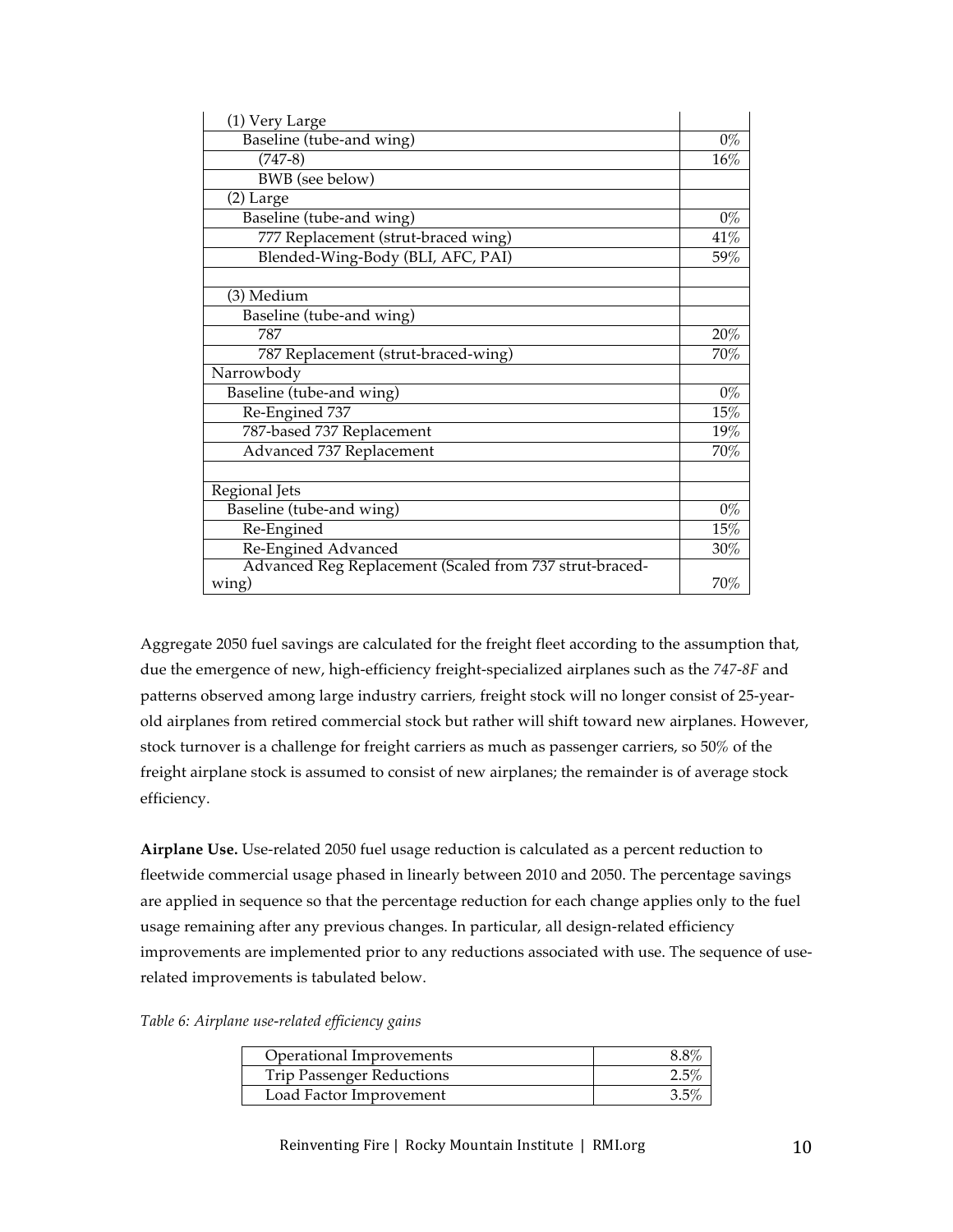| | |
|---|---|
| (1) Very Large | |
| Baseline (tube-and wing) | 0% |
| (747-8) | 16% |
| BWB (see below) | |
| (2) Large | |
| Baseline (tube-and wing) | 0% |
| 777 Replacement (strut-braced wing) | 41% |
| Blended-Wing-Body (BLI, AFC, PAI) | 59% |
| | |
| (3) Medium | |
| Baseline (tube-and wing) | |
| 787 | 20% |
| 787 Replacement (strut-braced-wing) | 70% |
| Narrowbody | |
| Baseline (tube-and wing) | 0% |
| Re-Engined 737 | 15% |
| 787-based 737 Replacement | 19% |
| Advanced 737 Replacement | 70% |
| | |
| Regional Jets | |
| Baseline (tube-and wing) | 0% |
| Re-Engined | 15% |
| Re-Engined Advanced | 30% |
| Advanced Reg Replacement (Scaled from 737 strut-braced-wing) | 70% |

Aggregate 2050 fuel savings are calculated for the freight fleet according to the assumption that, due the emergence of new, high-efficiency freight-specialized airplanes such as the *747-8F* and patterns observed among large industry carriers, freight stock will no longer consist of 25-year-old airplanes from retired commercial stock but rather will shift toward new airplanes. However, stock turnover is a challenge for freight carriers as much as passenger carriers, so 50% of the freight airplane stock is assumed to consist of new airplanes; the remainder is of average stock efficiency.

**Airplane Use.** Use-related 2050 fuel usage reduction is calculated as a percent reduction to fleetwide commercial usage phased in linearly between 2010 and 2050. The percentage savings are applied in sequence so that the percentage reduction for each change applies only to the fuel usage remaining after any previous changes. In particular, all design-related efficiency improvements are implemented prior to any reductions associated with use. The sequence of use-related improvements is tabulated below.

*Table 6: Airplane use-related efficiency gains*

| | |
|---|---|
| Operational Improvements | 8.8% |
| Trip Passenger Reductions | 2.5% |
| Load Factor Improvement | 3.5% |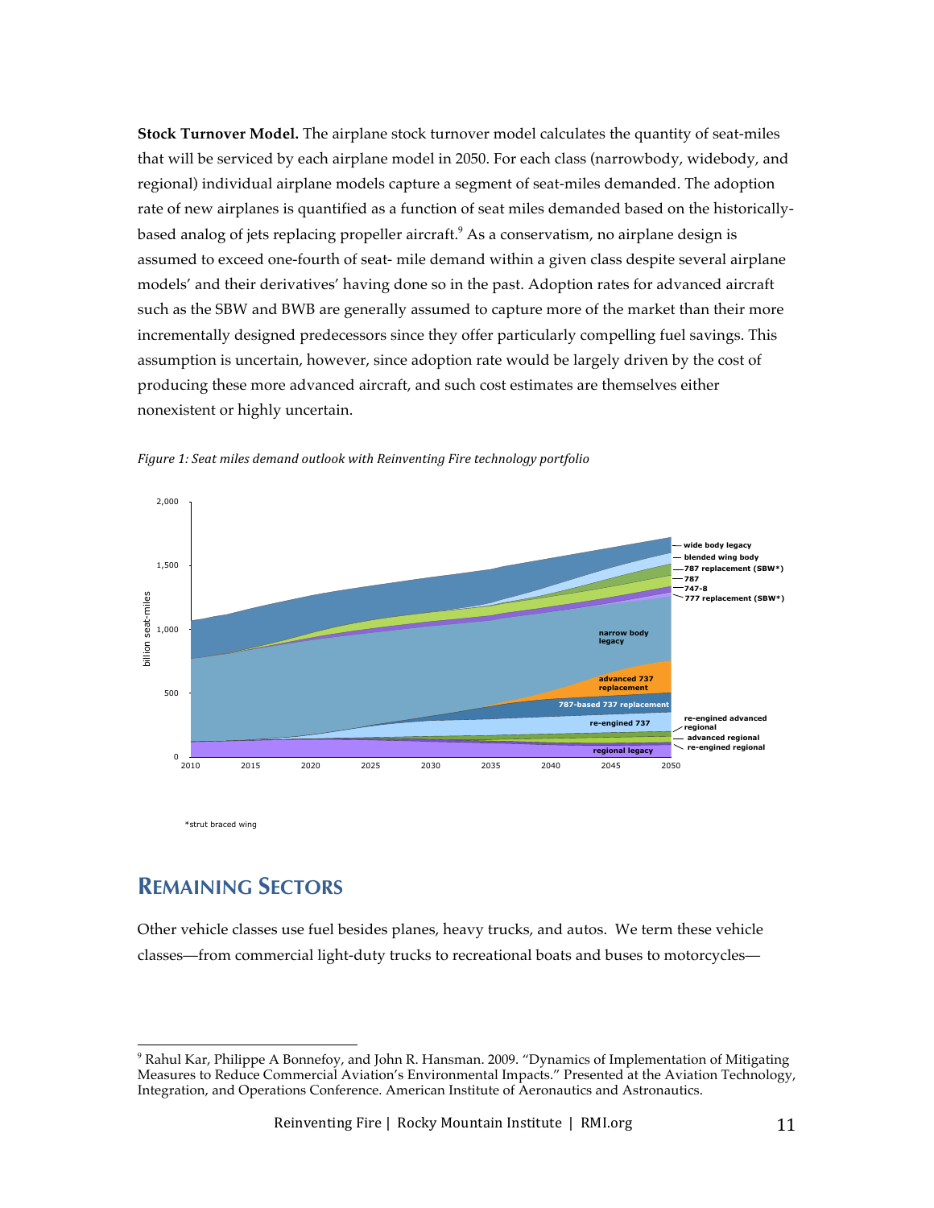**Stock Turnover Model.** The airplane stock turnover model calculates the quantity of seat-miles that will be serviced by each airplane model in 2050. For each class (narrowbody, widebody, and regional) individual airplane models capture a segment of seat-miles demanded. The adoption rate of new airplanes is quantified as a function of seat miles demanded based on the historically-based analog of jets replacing propeller aircraft.[9] As a conservatism, no airplane design is assumed to exceed one-fourth of seat- mile demand within a given class despite several airplane models' and their derivatives' having done so in the past. Adoption rates for advanced aircraft such as the SBW and BWB are generally assumed to capture more of the market than their more incrementally designed predecessors since they offer particularly compelling fuel savings. This assumption is uncertain, however, since adoption rate would be largely driven by the cost of producing these more advanced aircraft, and such cost estimates are themselves either nonexistent or highly uncertain.

*Figure 1: Seat miles demand outlook with Reinventing Fire technology portfolio*

*strut braced wing

## Remaining Sectors

Other vehicle classes use fuel besides planes, heavy trucks, and autos. We term these vehicle classes—from commercial light-duty trucks to recreational boats and buses to motorcycles—

[9] Rahul Kar, Philippe A Bonnefoy, and John R. Hansman. 2009. "Dynamics of Implementation of Mitigating Measures to Reduce Commercial Aviation's Environmental Impacts." Presented at the Aviation Technology, Integration, and Operations Conference. American Institute of Aeronautics and Astronautics.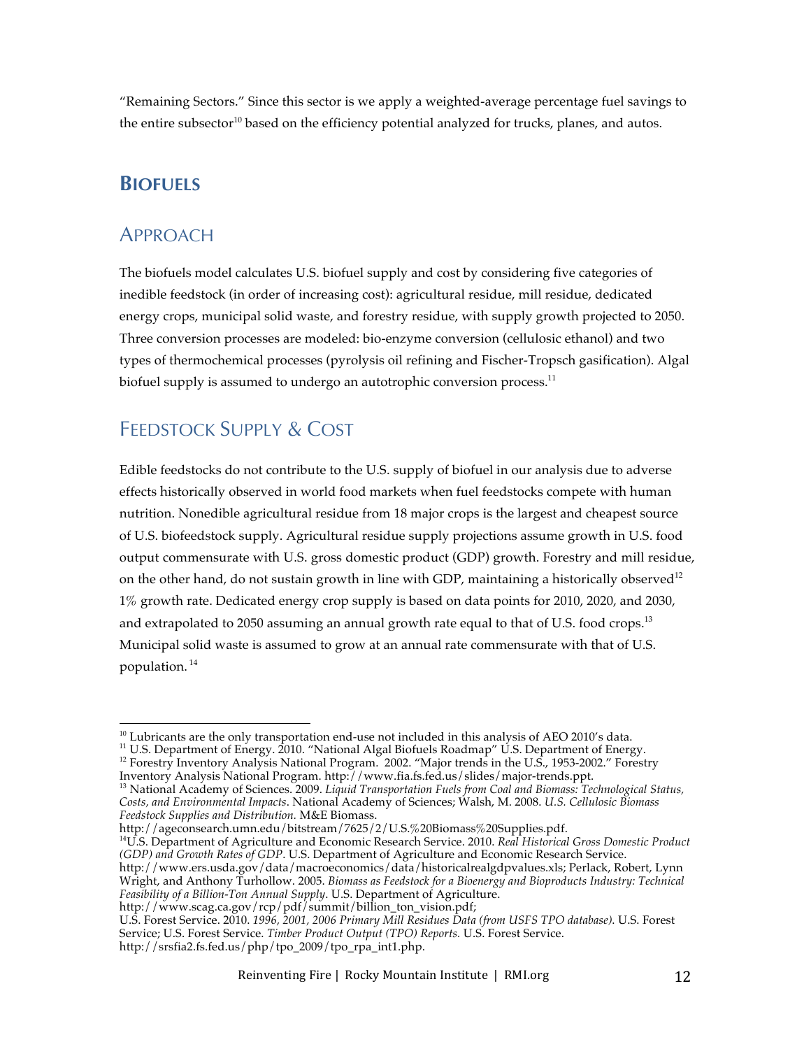"Remaining Sectors." Since this sector is we apply a weighted-average percentage fuel savings to the entire subsector[10] based on the efficiency potential analyzed for trucks, planes, and autos.

## BIOFUELS

### APPROACH

The biofuels model calculates U.S. biofuel supply and cost by considering five categories of inedible feedstock (in order of increasing cost): agricultural residue, mill residue, dedicated energy crops, municipal solid waste, and forestry residue, with supply growth projected to 2050. Three conversion processes are modeled: bio-enzyme conversion (cellulosic ethanol) and two types of thermochemical processes (pyrolysis oil refining and Fischer-Tropsch gasification). Algal biofuel supply is assumed to undergo an autotrophic conversion process.[11]

### FEEDSTOCK SUPPLY & COST

Edible feedstocks do not contribute to the U.S. supply of biofuel in our analysis due to adverse effects historically observed in world food markets when fuel feedstocks compete with human nutrition. Nonedible agricultural residue from 18 major crops is the largest and cheapest source of U.S. biofeedstock supply. Agricultural residue supply projections assume growth in U.S. food output commensurate with U.S. gross domestic product (GDP) growth. Forestry and mill residue, on the other hand, do not sustain growth in line with GDP, maintaining a historically observed[12] 1% growth rate. Dedicated energy crop supply is based on data points for 2010, 2020, and 2030, and extrapolated to 2050 assuming an annual growth rate equal to that of U.S. food crops.[13] Municipal solid waste is assumed to grow at an annual rate commensurate with that of U.S. population.[14]

---

[10] Lubricants are the only transportation end-use not included in this analysis of AEO 2010's data.

[11] U.S. Department of Energy. 2010. "National Algal Biofuels Roadmap" U.S. Department of Energy.

[12] Forestry Inventory Analysis National Program. 2002. "Major trends in the U.S., 1953-2002." Forestry Inventory Analysis National Program. http://www.fia.fs.fed.us/slides/major-trends.ppt.

[13] National Academy of Sciences. 2009. *Liquid Transportation Fuels from Coal and Biomass: Technological Status, Costs, and Environmental Impacts*. National Academy of Sciences; Walsh, M. 2008. *U.S. Cellulosic Biomass Feedstock Supplies and Distribution.* M&E Biomass. http://ageconsearch.umn.edu/bitstream/7625/2/U.S.%20Biomass%20Supplies.pdf.

[14] U.S. Department of Agriculture and Economic Research Service. 2010. *Real Historical Gross Domestic Product (GDP) and Growth Rates of GDP*. U.S. Department of Agriculture and Economic Research Service. http://www.ers.usda.gov/data/macroeconomics/data/historicalrealgdpvalues.xls; Perlack, Robert, Lynn Wright, and Anthony Turhollow. 2005. *Biomass as Feedstock for a Bioenergy and Bioproducts Industry: Technical Feasibility of a Billion-Ton Annual Supply*. U.S. Department of Agriculture. http://www.scag.ca.gov/rcp/pdf/summit/billion_ton_vision.pdf;
U.S. Forest Service. 2010. *1996, 2001, 2006 Primary Mill Residues Data (from USFS TPO database)*. U.S. Forest Service; U.S. Forest Service. *Timber Product Output (TPO) Reports.* U.S. Forest Service. http://srsfia2.fs.fed.us/php/tpo_2009/tpo_rpa_int1.php.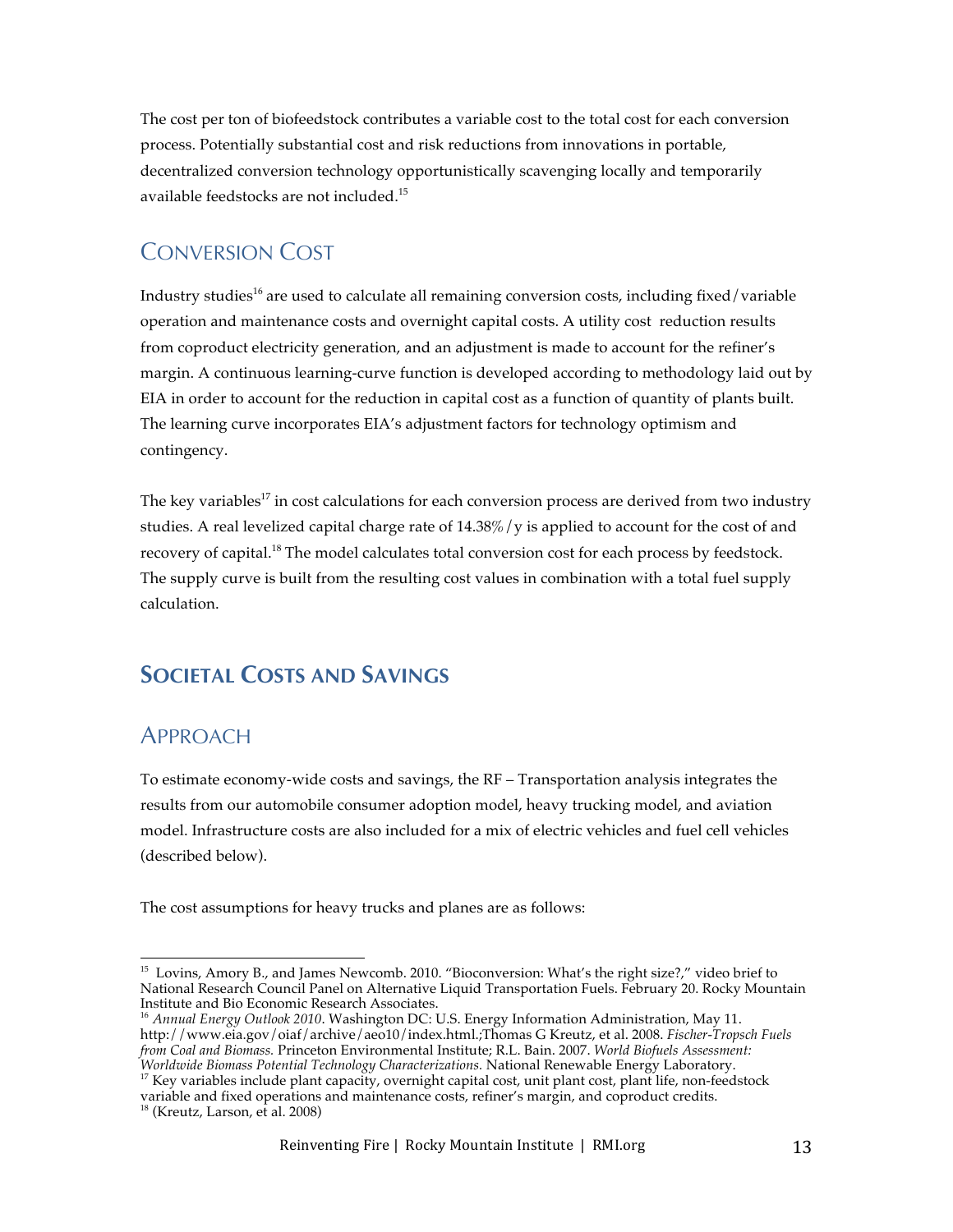The cost per ton of biofeedstock contributes a variable cost to the total cost for each conversion process. Potentially substantial cost and risk reductions from innovations in portable, decentralized conversion technology opportunistically scavenging locally and temporarily available feedstocks are not included.[15]

## Conversion Cost

Industry studies[16] are used to calculate all remaining conversion costs, including fixed/variable operation and maintenance costs and overnight capital costs. A utility cost reduction results from coproduct electricity generation, and an adjustment is made to account for the refiner's margin. A continuous learning-curve function is developed according to methodology laid out by EIA in order to account for the reduction in capital cost as a function of quantity of plants built. The learning curve incorporates EIA's adjustment factors for technology optimism and contingency.

The key variables[17] in cost calculations for each conversion process are derived from two industry studies. A real levelized capital charge rate of 14.38%/y is applied to account for the cost of and recovery of capital.[18] The model calculates total conversion cost for each process by feedstock. The supply curve is built from the resulting cost values in combination with a total fuel supply calculation.

# Societal Costs and Savings

## Approach

To estimate economy-wide costs and savings, the RF – Transportation analysis integrates the results from our automobile consumer adoption model, heavy trucking model, and aviation model. Infrastructure costs are also included for a mix of electric vehicles and fuel cell vehicles (described below).

The cost assumptions for heavy trucks and planes are as follows:

---

[15] Lovins, Amory B., and James Newcomb. 2010. "Bioconversion: What's the right size?," video brief to National Research Council Panel on Alternative Liquid Transportation Fuels. February 20. Rocky Mountain Institute and Bio Economic Research Associates.

[16] *Annual Energy Outlook 2010*. Washington DC: U.S. Energy Information Administration, May 11. http://www.eia.gov/oiaf/archive/aeo10/index.html.;Thomas G Kreutz, et al. 2008. *Fischer-Tropsch Fuels from Coal and Biomass.* Princeton Environmental Institute; R.L. Bain. 2007. *World Biofuels Assessment: Worldwide Biomass Potential Technology Characterizations.* National Renewable Energy Laboratory.

[17] Key variables include plant capacity, overnight capital cost, unit plant cost, plant life, non-feedstock variable and fixed operations and maintenance costs, refiner's margin, and coproduct credits.

[18] (Kreutz, Larson, et al. 2008)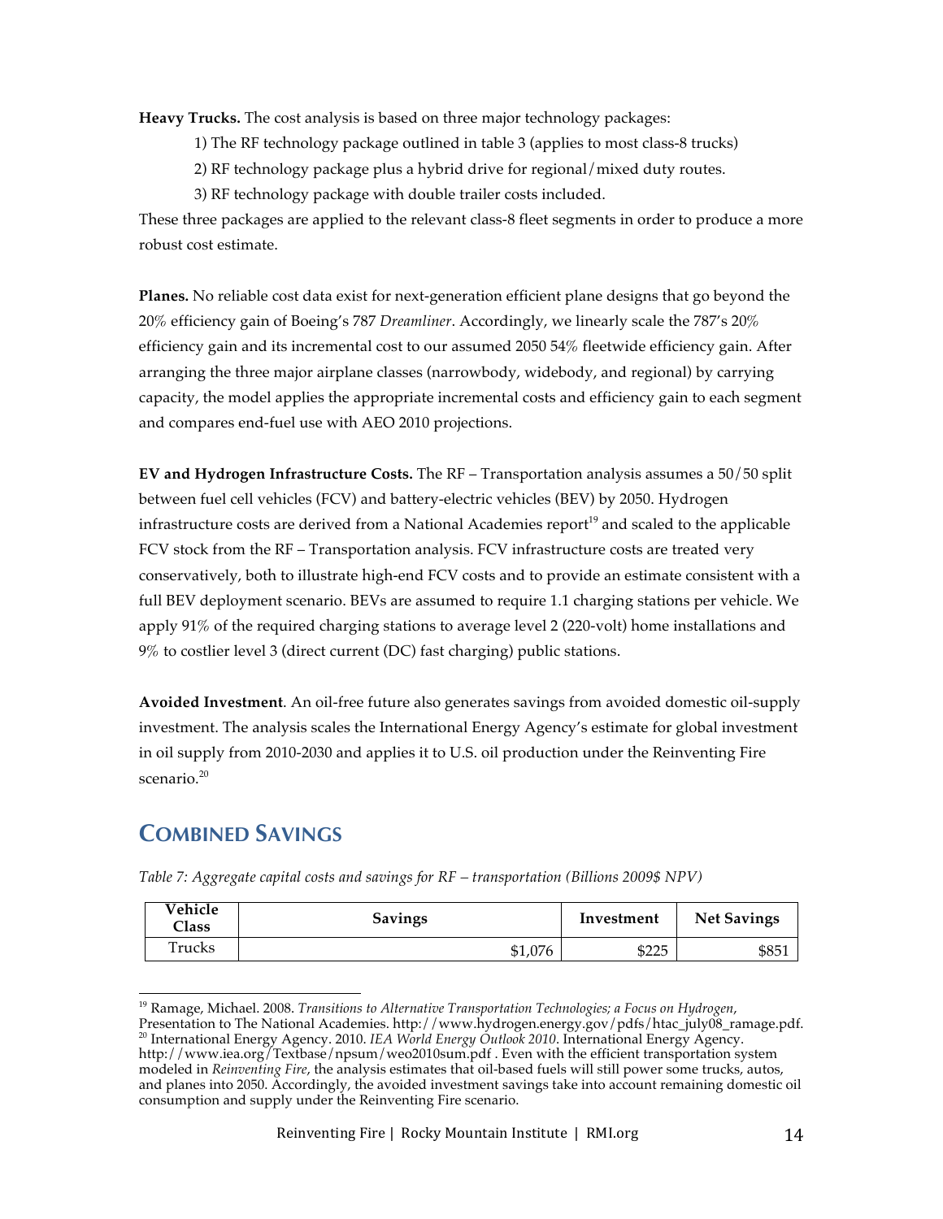**Heavy Trucks.** The cost analysis is based on three major technology packages:

1) The RF technology package outlined in table 3 (applies to most class-8 trucks)

2) RF technology package plus a hybrid drive for regional/mixed duty routes.

3) RF technology package with double trailer costs included.

These three packages are applied to the relevant class-8 fleet segments in order to produce a more robust cost estimate.

**Planes.** No reliable cost data exist for next-generation efficient plane designs that go beyond the 20% efficiency gain of Boeing's 787 *Dreamliner*. Accordingly, we linearly scale the 787's 20% efficiency gain and its incremental cost to our assumed 2050 54% fleetwide efficiency gain. After arranging the three major airplane classes (narrowbody, widebody, and regional) by carrying capacity, the model applies the appropriate incremental costs and efficiency gain to each segment and compares end-fuel use with AEO 2010 projections.

**EV and Hydrogen Infrastructure Costs.** The RF – Transportation analysis assumes a 50/50 split between fuel cell vehicles (FCV) and battery-electric vehicles (BEV) by 2050. Hydrogen infrastructure costs are derived from a National Academies report[19] and scaled to the applicable FCV stock from the RF – Transportation analysis. FCV infrastructure costs are treated very conservatively, both to illustrate high-end FCV costs and to provide an estimate consistent with a full BEV deployment scenario. BEVs are assumed to require 1.1 charging stations per vehicle. We apply 91% of the required charging stations to average level 2 (220-volt) home installations and 9% to costlier level 3 (direct current (DC) fast charging) public stations.

**Avoided Investment**. An oil-free future also generates savings from avoided domestic oil-supply investment. The analysis scales the International Energy Agency's estimate for global investment in oil supply from 2010-2030 and applies it to U.S. oil production under the Reinventing Fire scenario.[20]

## Combined Savings

*Table 7: Aggregate capital costs and savings for RF – transportation (Billions 2009$ NPV)*

| Vehicle Class | Savings | Investment | Net Savings |
|---|---|---|---|
| Trucks | $1,076 | $225 | $851 |

[19] Ramage, Michael. 2008. *Transitions to Alternative Transportation Technologies; a Focus on Hydrogen*, Presentation to The National Academies. http://www.hydrogen.energy.gov/pdfs/htac_july08_ramage.pdf.

[20] International Energy Agency. 2010. *IEA World Energy Outlook 2010*. International Energy Agency. http://www.iea.org/Textbase/npsum/weo2010sum.pdf . Even with the efficient transportation system modeled in *Reinventing Fire*, the analysis estimates that oil-based fuels will still power some trucks, autos, and planes into 2050. Accordingly, the avoided investment savings take into account remaining domestic oil consumption and supply under the Reinventing Fire scenario.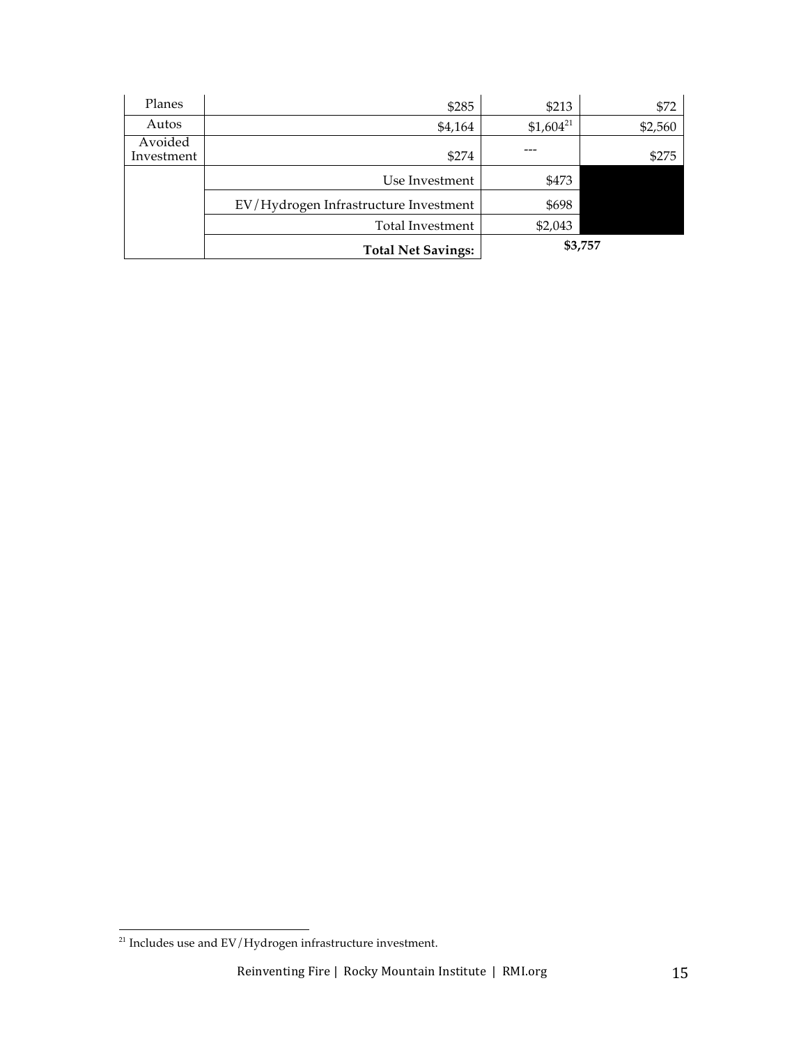| | | | |
|---|---|---|---|
| Planes | $285 | $213 | $72 |
| Autos | $4,164 | $1,604[21] | $2,560 |
| Avoided Investment | $274 | --- | $275 |
| | Use Investment | $473 | |
| | EV/Hydrogen Infrastructure Investment | $698 | |
| | Total Investment | $2,043 | |
| | **Total Net Savings:** | **$3,757** | |

[21] Includes use and EV/Hydrogen infrastructure investment.